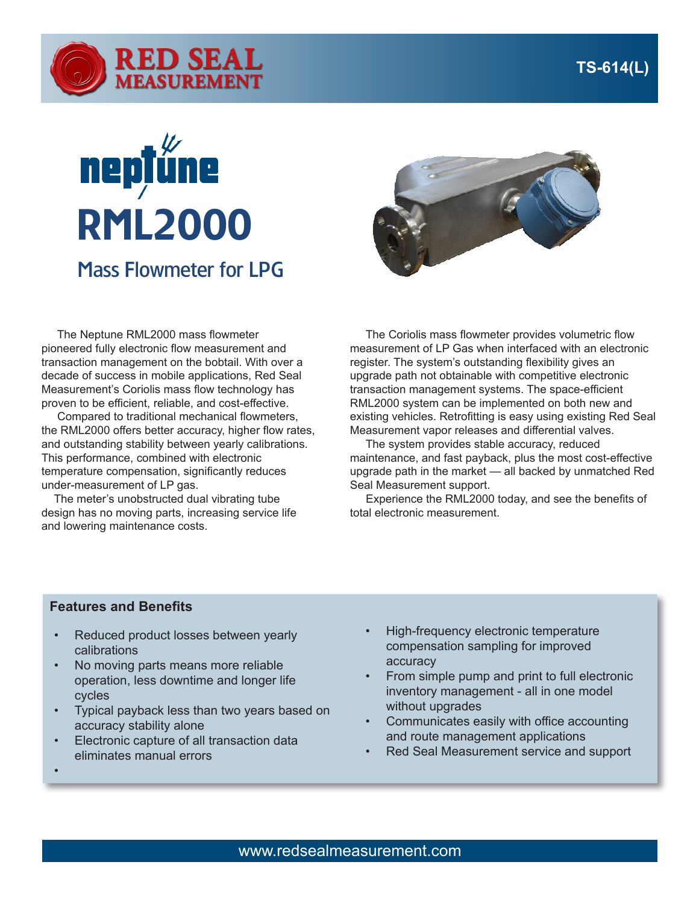RED SEAL MEASUREMENT

TS-614(L)

# neptune RML2000

## Mass Flowmeter for LPG

The Neptune RML2000 mass flowmeter pioneered fully electronic flow measurement and transaction management on the bobtail. With over a decade of success in mobile applications, Red Seal Measurement's Coriolis mass flow technology has proven to be efficient, reliable, and cost-effective.

Compared to traditional mechanical flowmeters, the RML2000 offers better accuracy, higher flow rates, and outstanding stability between yearly calibrations. This performance, combined with electronic temperature compensation, significantly reduces under-measurement of LP gas.

The meter's unobstructed dual vibrating tube design has no moving parts, increasing service life and lowering maintenance costs.

The Coriolis mass flowmeter provides volumetric flow measurement of LP Gas when interfaced with an electronic register. The system's outstanding flexibility gives an upgrade path not obtainable with competitive electronic transaction management systems. The space-efficient RML2000 system can be implemented on both new and existing vehicles. Retrofitting is easy using existing Red Seal Measurement vapor releases and differential valves.

The system provides stable accuracy, reduced maintenance, and fast payback, plus the most cost-effective upgrade path in the market — all backed by unmatched Red Seal Measurement support.

Experience the RML2000 today, and see the benefits of total electronic measurement.

### Features and Benefits

- Reduced product losses between yearly calibrations
- No moving parts means more reliable operation, less downtime and longer life cycles
- Typical payback less than two years based on accuracy stability alone
- Electronic capture of all transaction data eliminates manual errors
- 
- High-frequency electronic temperature compensation sampling for improved accuracy
- From simple pump and print to full electronic inventory management - all in one model without upgrades
- Communicates easily with office accounting and route management applications
- Red Seal Measurement service and support

www.redsealmeasurement.com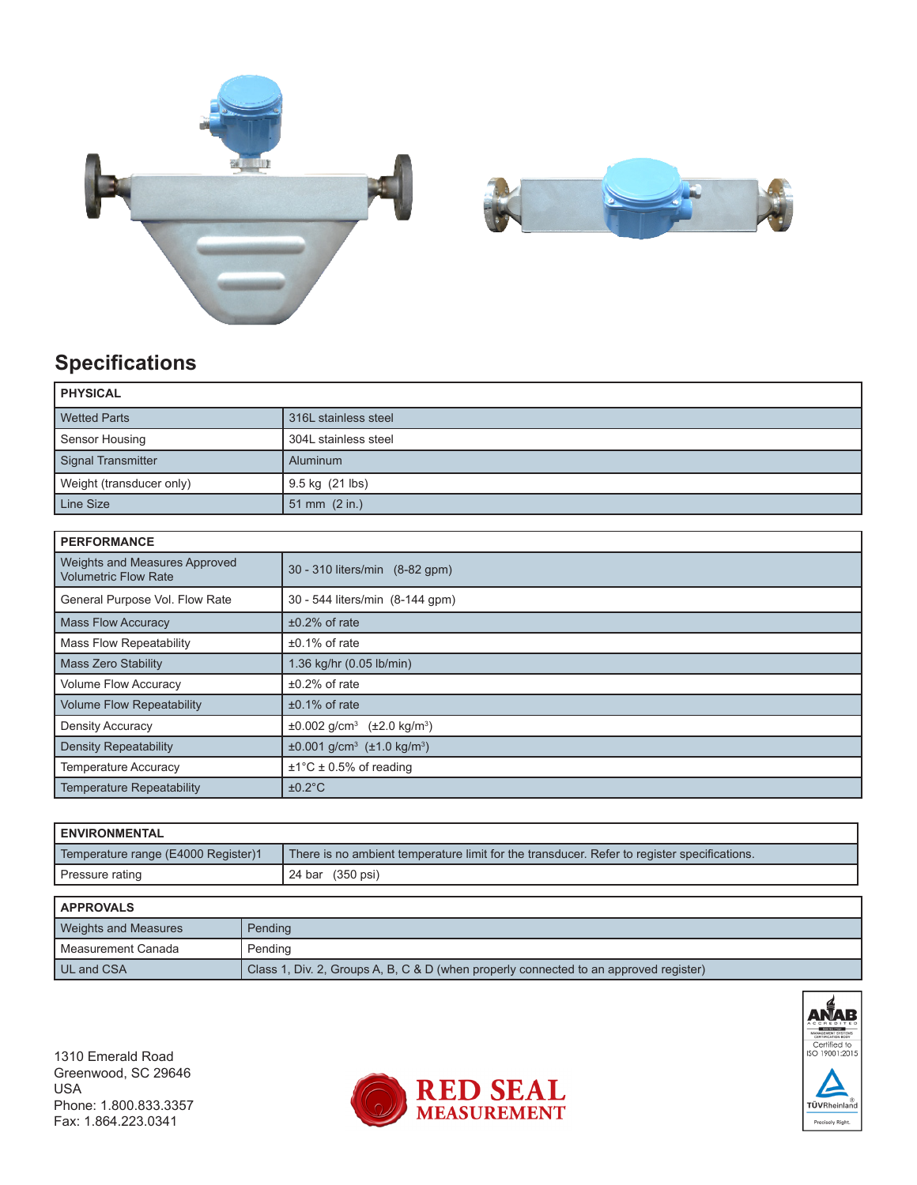## Specifications

| PHYSICAL | |
|---|---|
| Wetted Parts | 316L stainless steel |
| Sensor Housing | 304L stainless steel |
| Signal Transmitter | Aluminum |
| Weight (transducer only) | 9.5 kg (21 lbs) |
| Line Size | 51 mm (2 in.) |

| PERFORMANCE | |
|---|---|
| Weights and Measures Approved Volumetric Flow Rate | 30 - 310 liters/min (8-82 gpm) |
| General Purpose Vol. Flow Rate | 30 - 544 liters/min (8-144 gpm) |
| Mass Flow Accuracy | ±0.2% of rate |
| Mass Flow Repeatability | ±0.1% of rate |
| Mass Zero Stability | 1.36 kg/hr (0.05 lb/min) |
| Volume Flow Accuracy | ±0.2% of rate |
| Volume Flow Repeatability | ±0.1% of rate |
| Density Accuracy | ±0.002 g/cm³ (±2.0 kg/m³) |
| Density Repeatability | ±0.001 g/cm³ (±1.0 kg/m³) |
| Temperature Accuracy | ±1°C ± 0.5% of reading |
| Temperature Repeatability | ±0.2°C |

| ENVIRONMENTAL | |
|---|---|
| Temperature range (E4000 Register)1 | There is no ambient temperature limit for the transducer. Refer to register specifications. |
| Pressure rating | 24 bar (350 psi) |

| APPROVALS | |
|---|---|
| Weights and Measures | Pending |
| Measurement Canada | Pending |
| UL and CSA | Class 1, Div. 2, Groups A, B, C & D (when properly connected to an approved register) |

1310 Emerald Road
Greenwood, SC 29646
USA
Phone: 1.800.833.3357
Fax: 1.864.223.0341

RED SEAL MEASUREMENT

ANAB ACCREDITED — Certified to ISO 19001:2015

TÜVRheinland® Precisely Right.